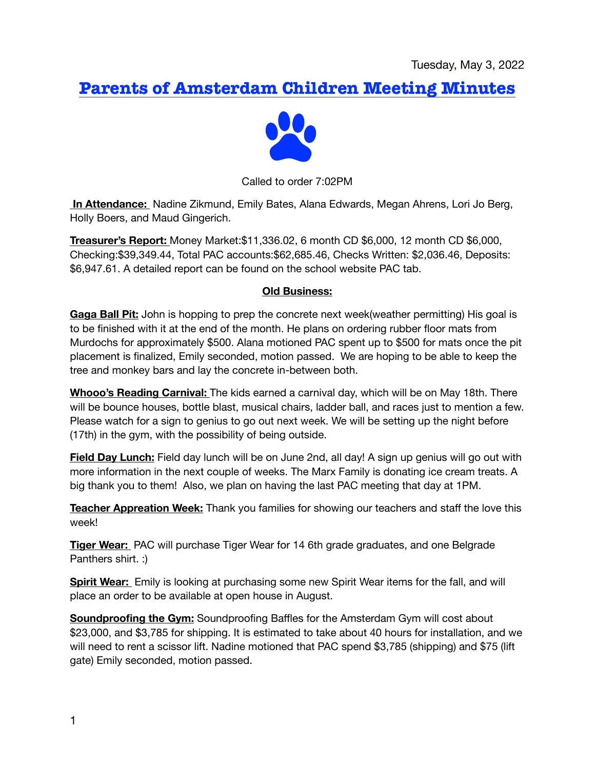Tuesday, May 3, 2022

# Parents of Amsterdam Children Meeting Minutes

Called to order 7:02PM

**In Attendance:** Nadine Zikmund, Emily Bates, Alana Edwards, Megan Ahrens, Lori Jo Berg, Holly Boers, and Maud Gingerich.

**Treasurer's Report:** Money Market:$11,336.02, 6 month CD $6,000, 12 month CD $6,000, Checking:$39,349.44, Total PAC accounts:$62,685.46, Checks Written: $2,036.46, Deposits: $6,947.61. A detailed report can be found on the school website PAC tab.

## Old Business:

**Gaga Ball Pit:** John is hopping to prep the concrete next week(weather permitting) His goal is to be finished with it at the end of the month. He plans on ordering rubber floor mats from Murdochs for approximately $500. Alana motioned PAC spent up to $500 for mats once the pit placement is finalized, Emily seconded, motion passed. We are hoping to be able to keep the tree and monkey bars and lay the concrete in-between both.

**Whooo's Reading Carnival:** The kids earned a carnival day, which will be on May 18th. There will be bounce houses, bottle blast, musical chairs, ladder ball, and races just to mention a few. Please watch for a sign to genius to go out next week. We will be setting up the night before (17th) in the gym, with the possibility of being outside.

**Field Day Lunch:** Field day lunch will be on June 2nd, all day! A sign up genius will go out with more information in the next couple of weeks. The Marx Family is donating ice cream treats. A big thank you to them! Also, we plan on having the last PAC meeting that day at 1PM.

**Teacher Appreation Week:** Thank you families for showing our teachers and staff the love this week!

**Tiger Wear:** PAC will purchase Tiger Wear for 14 6th grade graduates, and one Belgrade Panthers shirt. :)

**Spirit Wear:** Emily is looking at purchasing some new Spirit Wear items for the fall, and will place an order to be available at open house in August.

**Soundproofing the Gym:** Soundproofing Baffles for the Amsterdam Gym will cost about $23,000, and $3,785 for shipping. It is estimated to take about 40 hours for installation, and we will need to rent a scissor lift. Nadine motioned that PAC spend $3,785 (shipping) and $75 (lift gate) Emily seconded, motion passed.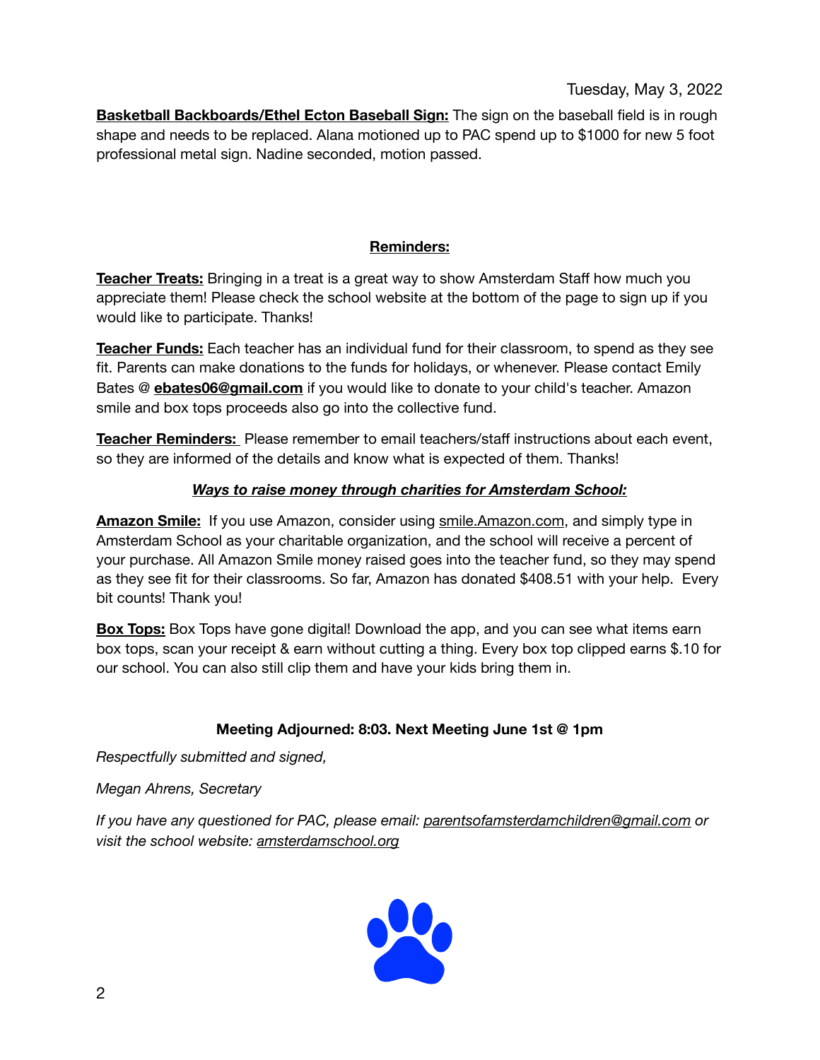Tuesday, May 3, 2022

**Basketball Backboards/Ethel Ecton Baseball Sign:** The sign on the baseball field is in rough shape and needs to be replaced. Alana motioned up to PAC spend up to $1000 for new 5 foot professional metal sign. Nadine seconded, motion passed.

## Reminders:

**Teacher Treats:** Bringing in a treat is a great way to show Amsterdam Staff how much you appreciate them! Please check the school website at the bottom of the page to sign up if you would like to participate. Thanks!

**Teacher Funds:** Each teacher has an individual fund for their classroom, to spend as they see fit. Parents can make donations to the funds for holidays, or whenever. Please contact Emily Bates @ **ebates06@gmail.com** if you would like to donate to your child's teacher. Amazon smile and box tops proceeds also go into the collective fund.

**Teacher Reminders:** Please remember to email teachers/staff instructions about each event, so they are informed of the details and know what is expected of them. Thanks!

***Ways to raise money through charities for Amsterdam School:***

**Amazon Smile:** If you use Amazon, consider using smile.Amazon.com, and simply type in Amsterdam School as your charitable organization, and the school will receive a percent of your purchase. All Amazon Smile money raised goes into the teacher fund, so they may spend as they see fit for their classrooms. So far, Amazon has donated $408.51 with your help. Every bit counts! Thank you!

**Box Tops:** Box Tops have gone digital! Download the app, and you can see what items earn box tops, scan your receipt & earn without cutting a thing. Every box top clipped earns $.10 for our school. You can also still clip them and have your kids bring them in.

**Meeting Adjourned: 8:03. Next Meeting June 1st @ 1pm**

*Respectfully submitted and signed,*

*Megan Ahrens, Secretary*

*If you have any questioned for PAC, please email: parentsofamsterdamchildren@gmail.com or visit the school website: amsterdamschool.org*